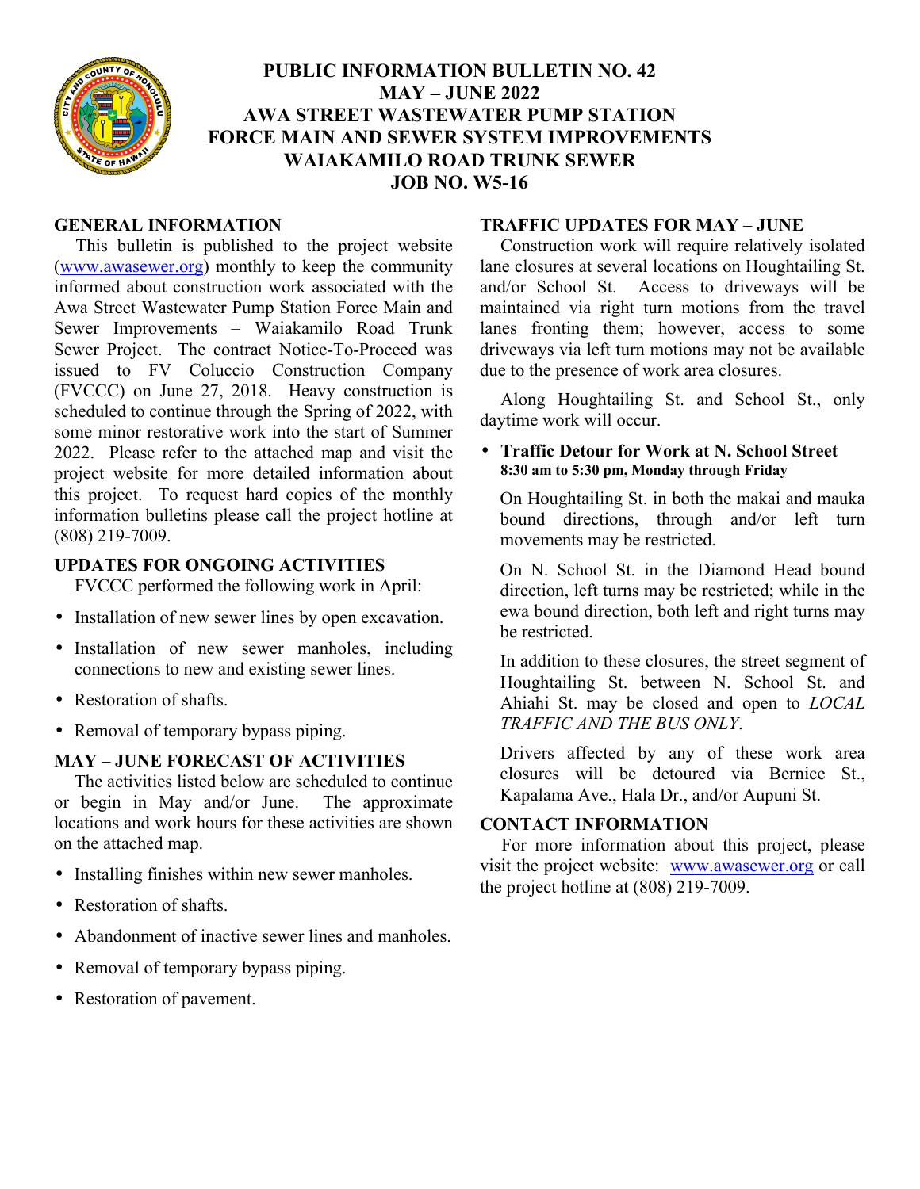# PUBLIC INFORMATION BULLETIN NO. 42
# MAY – JUNE 2022
# AWA STREET WASTEWATER PUMP STATION FORCE MAIN AND SEWER SYSTEM IMPROVEMENTS WAIAKAMILO ROAD TRUNK SEWER
# JOB NO. W5-16

## GENERAL INFORMATION

This bulletin is published to the project website (www.awasewer.org) monthly to keep the community informed about construction work associated with the Awa Street Wastewater Pump Station Force Main and Sewer Improvements – Waiakamilo Road Trunk Sewer Project. The contract Notice-To-Proceed was issued to FV Coluccio Construction Company (FVCCC) on June 27, 2018. Heavy construction is scheduled to continue through the Spring of 2022, with some minor restorative work into the start of Summer 2022. Please refer to the attached map and visit the project website for more detailed information about this project. To request hard copies of the monthly information bulletins please call the project hotline at (808) 219-7009.

## UPDATES FOR ONGOING ACTIVITIES

FVCCC performed the following work in April:

- Installation of new sewer lines by open excavation.
- Installation of new sewer manholes, including connections to new and existing sewer lines.
- Restoration of shafts.
- Removal of temporary bypass piping.

## MAY – JUNE FORECAST OF ACTIVITIES

The activities listed below are scheduled to continue or begin in May and/or June. The approximate locations and work hours for these activities are shown on the attached map.

- Installing finishes within new sewer manholes.
- Restoration of shafts.
- Abandonment of inactive sewer lines and manholes.
- Removal of temporary bypass piping.
- Restoration of pavement.

## TRAFFIC UPDATES FOR MAY – JUNE

Construction work will require relatively isolated lane closures at several locations on Houghtailing St. and/or School St. Access to driveways will be maintained via right turn motions from the travel lanes fronting them; however, access to some driveways via left turn motions may not be available due to the presence of work area closures.

Along Houghtailing St. and School St., only daytime work will occur.

- **Traffic Detour for Work at N. School Street**
  **8:30 am to 5:30 pm, Monday through Friday**

  On Houghtailing St. in both the makai and mauka bound directions, through and/or left turn movements may be restricted.

  On N. School St. in the Diamond Head bound direction, left turns may be restricted; while in the ewa bound direction, both left and right turns may be restricted.

  In addition to these closures, the street segment of Houghtailing St. between N. School St. and Ahiahi St. may be closed and open to *LOCAL TRAFFIC AND THE BUS ONLY*.

  Drivers affected by any of these work area closures will be detoured via Bernice St., Kapalama Ave., Hala Dr., and/or Aupuni St.

## CONTACT INFORMATION

For more information about this project, please visit the project website: www.awasewer.org or call the project hotline at (808) 219-7009.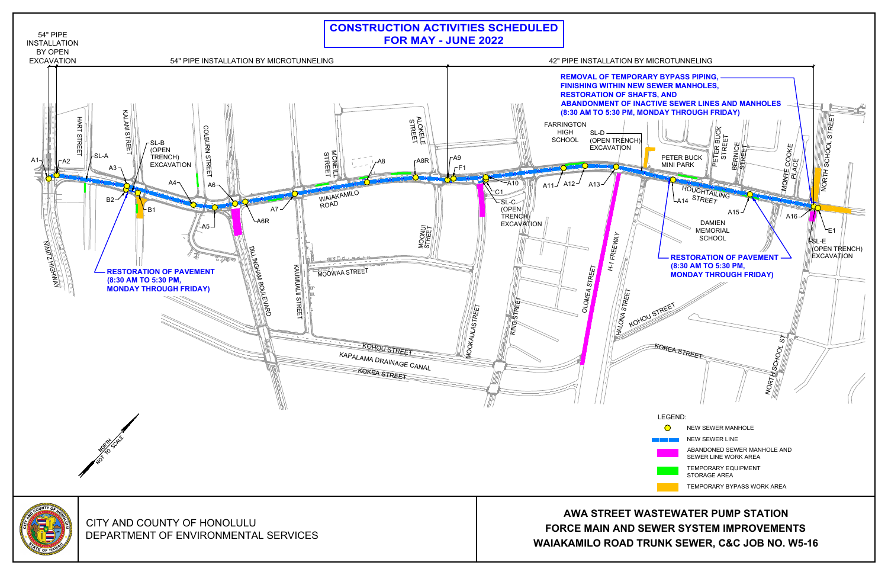# CONSTRUCTION ACTIVITIES SCHEDULED FOR MAY - JUNE 2022

54" PIPE INSTALLATION BY OPEN EXCAVATION

54" PIPE INSTALLATION BY MICROTUNNELING

42" PIPE INSTALLATION BY MICROTUNNELING

**REMOVAL OF TEMPORARY BYPASS PIPING, FINISHING WITHIN NEW SEWER MANHOLES, RESTORATION OF SHAFTS, AND ABANDONMENT OF INACTIVE SEWER LINES AND MANHOLES (8:30 AM TO 5:30 PM, MONDAY THROUGH FRIDAY)**

**RESTORATION OF PAVEMENT (8:30 AM TO 5:30 PM, MONDAY THROUGH FRIDAY)**

**RESTORATION OF PAVEMENT (8:30 AM TO 5:30 PM, MONDAY THROUGH FRIDAY)**

A1, A2, SL-A, A3, B2, B1, SL-B (OPEN TRENCH) EXCAVATION, A4, A5, A6, A6R, A7, A8, A8R, A9, F1, A10, C1, SL-C (OPEN TRENCH) EXCAVATION, A11, A12, A13, SL-D (OPEN TRENCH) EXCAVATION, A14, A15, A16, E1, SL-E (OPEN TRENCH) EXCAVATION

HART STREET, KALANI STREET, COLBURN STREET, MCNEILL STREET, ALOKELE STREET, WAIAKAMILO ROAD, MOONUI STREET, MOOWAA STREET, DILLINGHAM BOULEVARD, KAUMUALII STREET, MOOKAULA STREET, KING STREET, OLOMEA STREET, H-1 FREEWAY, HALONA STREET, KOHOU STREET, KOKEA STREET, KAPALAMA DRAINAGE CANAL, NIMITZ HIGHWAY, FARRINGTON HIGH SCHOOL, PETER BUCK MINI PARK, PETER BUCK STREET, BERNICE STREET, MONTE COOKE PLACE, NORTH SCHOOL STREET, HOUGHTAILING STREET, DAMIEN MEMORIAL SCHOOL, NORTH SCHOOL ST

NORTH
NOT TO SCALE

LEGEND:
- NEW SEWER MANHOLE
- NEW SEWER LINE
- ABANDONED SEWER MANHOLE AND SEWER LINE WORK AREA
- TEMPORARY EQUIPMENT STORAGE AREA
- TEMPORARY BYPASS WORK AREA

CITY AND COUNTY OF HONOLULU
DEPARTMENT OF ENVIRONMENTAL SERVICES

**AWA STREET WASTEWATER PUMP STATION FORCE MAIN AND SEWER SYSTEM IMPROVEMENTS WAIAKAMILO ROAD TRUNK SEWER, C&C JOB NO. W5-16**